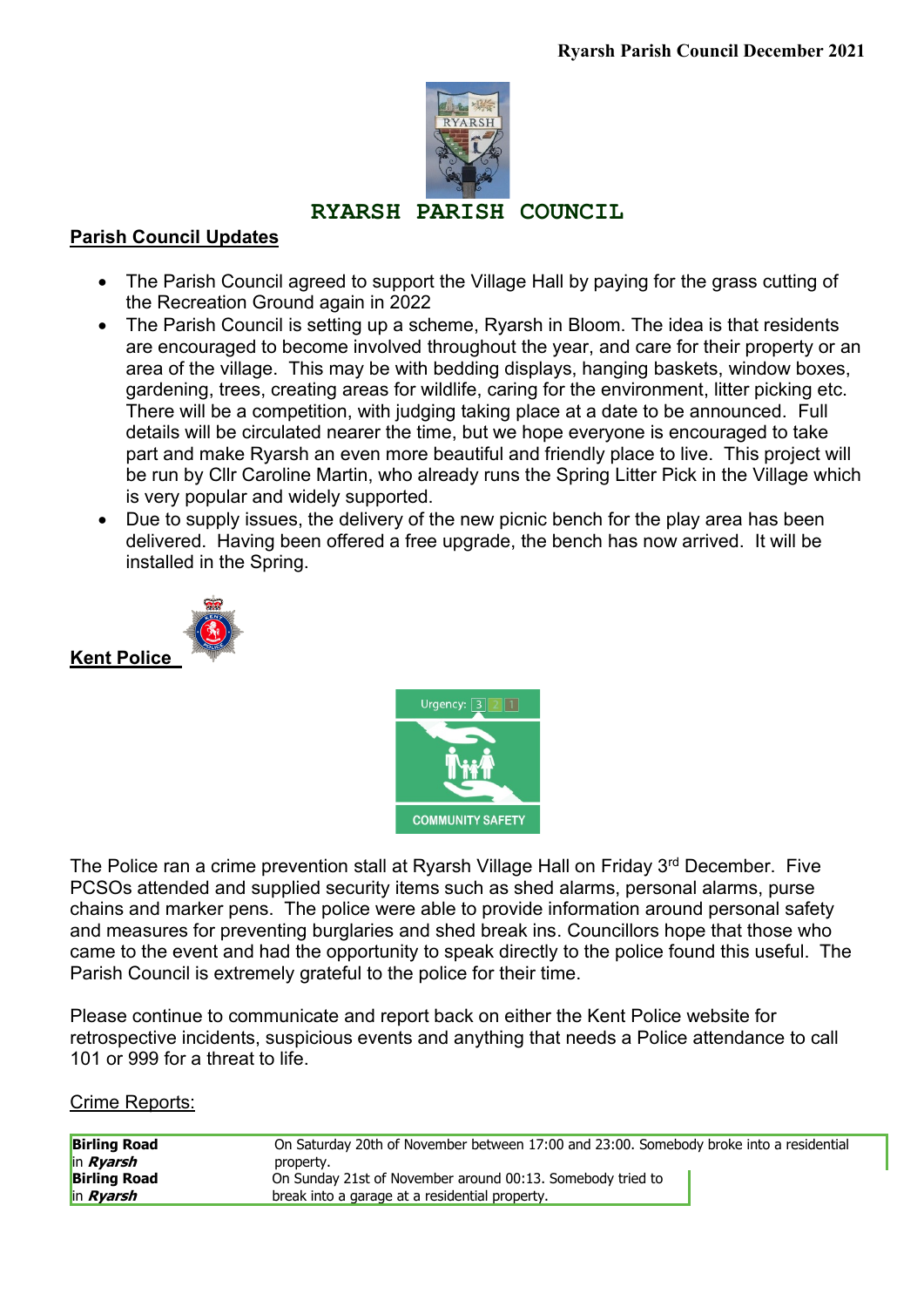Ryarsh Parish Council December 2021

# RYARSH PARISH COUNCIL

## Parish Council Updates

- The Parish Council agreed to support the Village Hall by paying for the grass cutting of the Recreation Ground again in 2022
- The Parish Council is setting up a scheme, Ryarsh in Bloom. The idea is that residents are encouraged to become involved throughout the year, and care for their property or an area of the village. This may be with bedding displays, hanging baskets, window boxes, gardening, trees, creating areas for wildlife, caring for the environment, litter picking etc. There will be a competition, with judging taking place at a date to be announced. Full details will be circulated nearer the time, but we hope everyone is encouraged to take part and make Ryarsh an even more beautiful and friendly place to live. This project will be run by Cllr Caroline Martin, who already runs the Spring Litter Pick in the Village which is very popular and widely supported.
- Due to supply issues, the delivery of the new picnic bench for the play area has been delivered. Having been offered a free upgrade, the bench has now arrived. It will be installed in the Spring.

## Kent Police

The Police ran a crime prevention stall at Ryarsh Village Hall on Friday 3rd December. Five PCSOs attended and supplied security items such as shed alarms, personal alarms, purse chains and marker pens. The police were able to provide information around personal safety and measures for preventing burglaries and shed break ins. Councillors hope that those who came to the event and had the opportunity to speak directly to the police found this useful. The Parish Council is extremely grateful to the police for their time.

Please continue to communicate and report back on either the Kent Police website for retrospective incidents, suspicious events and anything that needs a Police attendance to call 101 or 999 for a threat to life.

Crime Reports:

| Location | Details |
|---|---|
| **Birling Road** in ***Ryarsh*** | On Saturday 20th of November between 17:00 and 23:00. Somebody broke into a residential property. |
| **Birling Road** in ***Ryarsh*** | On Sunday 21st of November around 00:13. Somebody tried to break into a garage at a residential property. |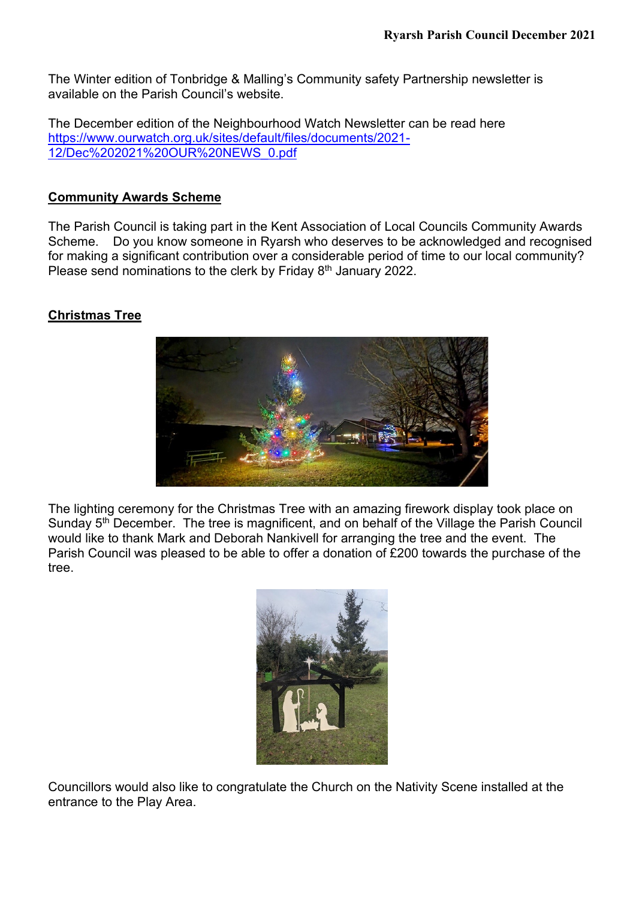The Winter edition of Tonbridge & Malling's Community safety Partnership newsletter is available on the Parish Council's website.

The December edition of the Neighbourhood Watch Newsletter can be read here [https://www.ourwatch.org.uk/sites/default/files/documents/2021-12/Dec%202021%20OUR%20NEWS_0.pdf](https://www.ourwatch.org.uk/sites/default/files/documents/2021-12/Dec%202021%20OUR%20NEWS_0.pdf)

## Community Awards Scheme

The Parish Council is taking part in the Kent Association of Local Councils Community Awards Scheme. Do you know someone in Ryarsh who deserves to be acknowledged and recognised for making a significant contribution over a considerable period of time to our local community? Please send nominations to the clerk by Friday 8th January 2022.

## Christmas Tree

The lighting ceremony for the Christmas Tree with an amazing firework display took place on Sunday 5th December. The tree is magnificent, and on behalf of the Village the Parish Council would like to thank Mark and Deborah Nankivell for arranging the tree and the event. The Parish Council was pleased to be able to offer a donation of £200 towards the purchase of the tree.

Councillors would also like to congratulate the Church on the Nativity Scene installed at the entrance to the Play Area.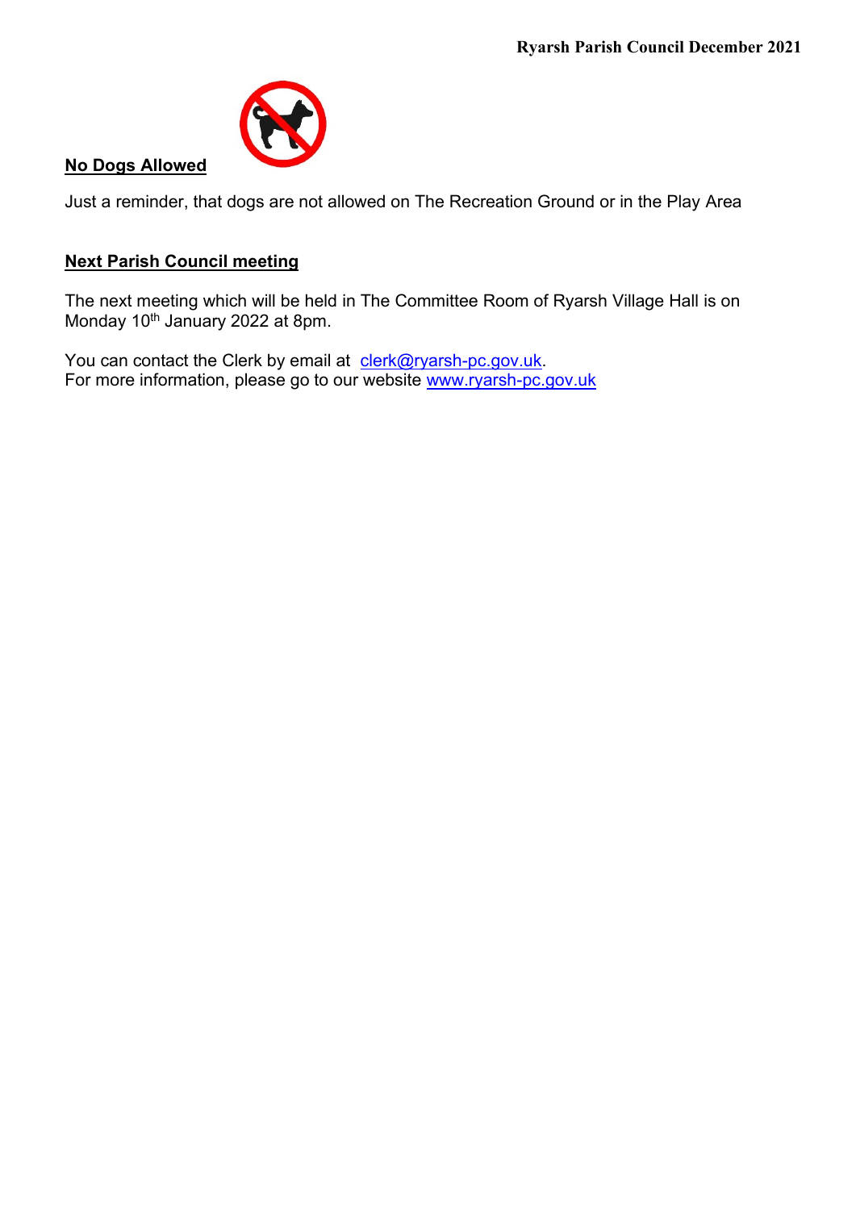## No Dogs Allowed

Just a reminder, that dogs are not allowed on The Recreation Ground or in the Play Area

## Next Parish Council meeting

The next meeting which will be held in The Committee Room of Ryarsh Village Hall is on Monday 10th January 2022 at 8pm.

You can contact the Clerk by email at clerk@ryarsh-pc.gov.uk.
For more information, please go to our website www.ryarsh-pc.gov.uk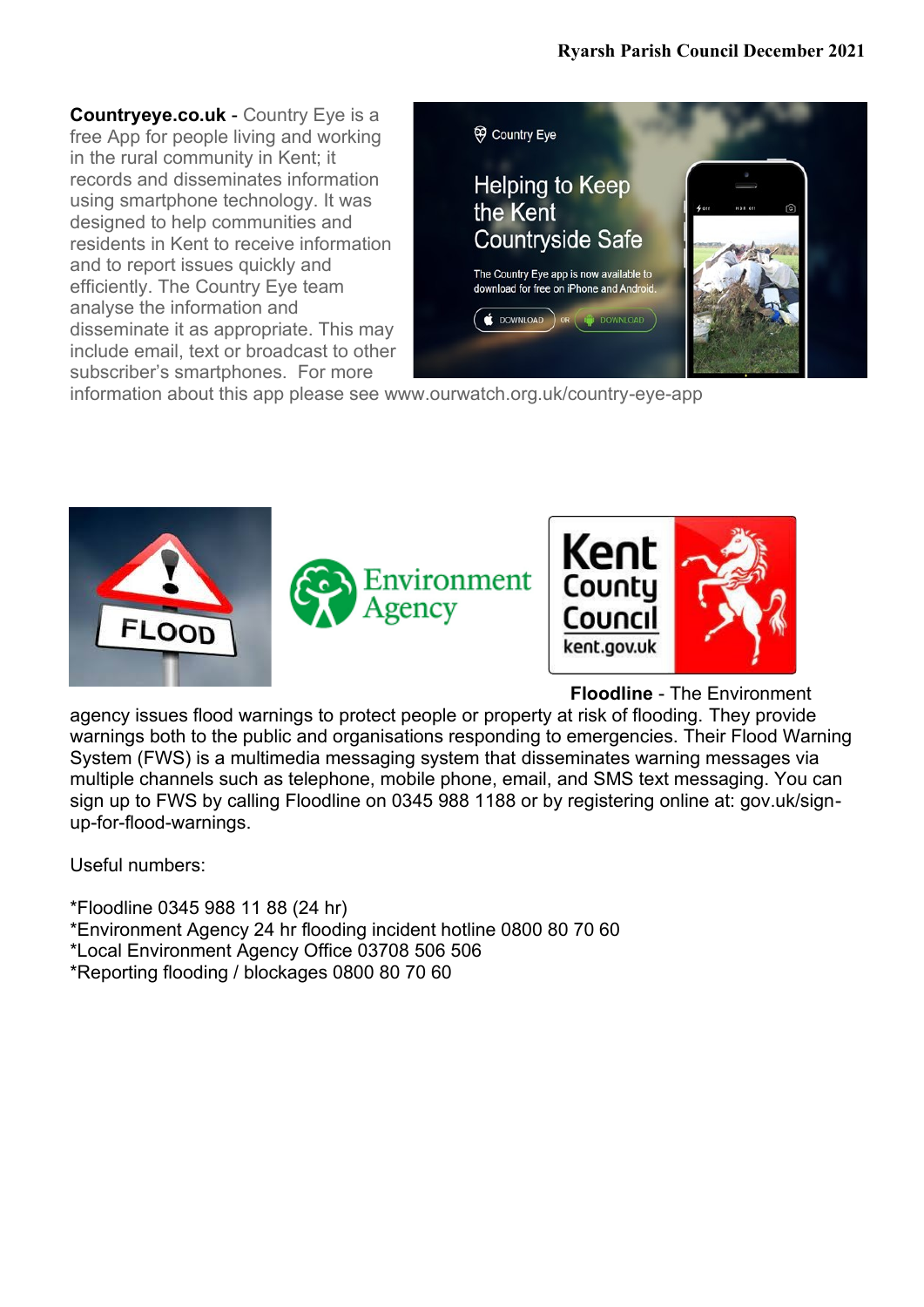**Countryeye.co.uk** - Country Eye is a free App for people living and working in the rural community in Kent; it records and disseminates information using smartphone technology. It was designed to help communities and residents in Kent to receive information and to report issues quickly and efficiently. The Country Eye team analyse the information and disseminate it as appropriate. This may include email, text or broadcast to other subscriber's smartphones. For more information about this app please see www.ourwatch.org.uk/country-eye-app

**Floodline** - The Environment agency issues flood warnings to protect people or property at risk of flooding. They provide warnings both to the public and organisations responding to emergencies. Their Flood Warning System (FWS) is a multimedia messaging system that disseminates warning messages via multiple channels such as telephone, mobile phone, email, and SMS text messaging. You can sign up to FWS by calling Floodline on 0345 988 1188 or by registering online at: gov.uk/sign-up-for-flood-warnings.

Useful numbers:

*Floodline 0345 988 11 88 (24 hr)
*Environment Agency 24 hr flooding incident hotline 0800 80 70 60
*Local Environment Agency Office 03708 506 506
*Reporting flooding / blockages 0800 80 70 60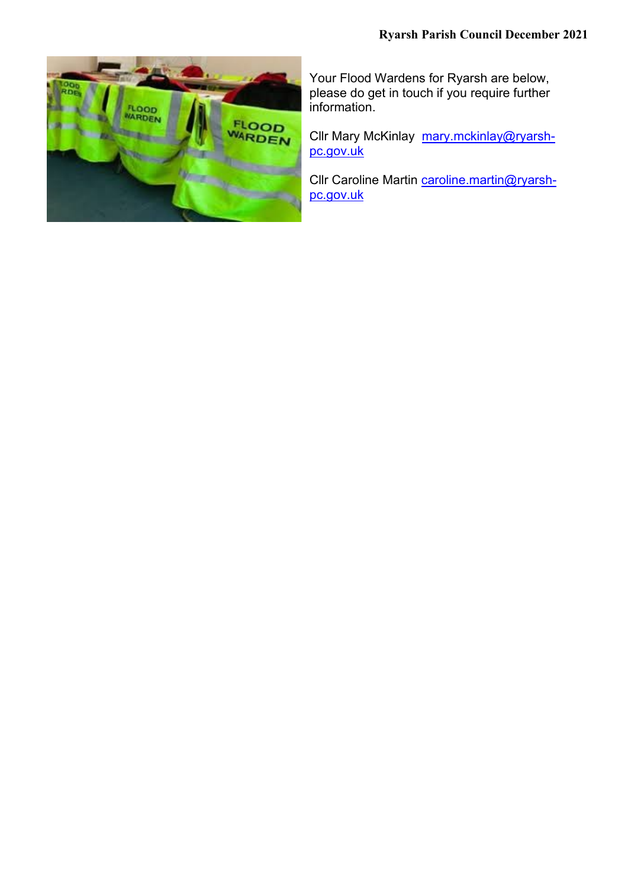Your Flood Wardens for Ryarsh are below, please do get in touch if you require further information.

Cllr Mary McKinlay [mary.mckinlay@ryarsh-pc.gov.uk](mailto:mary.mckinlay@ryarsh-pc.gov.uk)

Cllr Caroline Martin [caroline.martin@ryarsh-pc.gov.uk](mailto:caroline.martin@ryarsh-pc.gov.uk)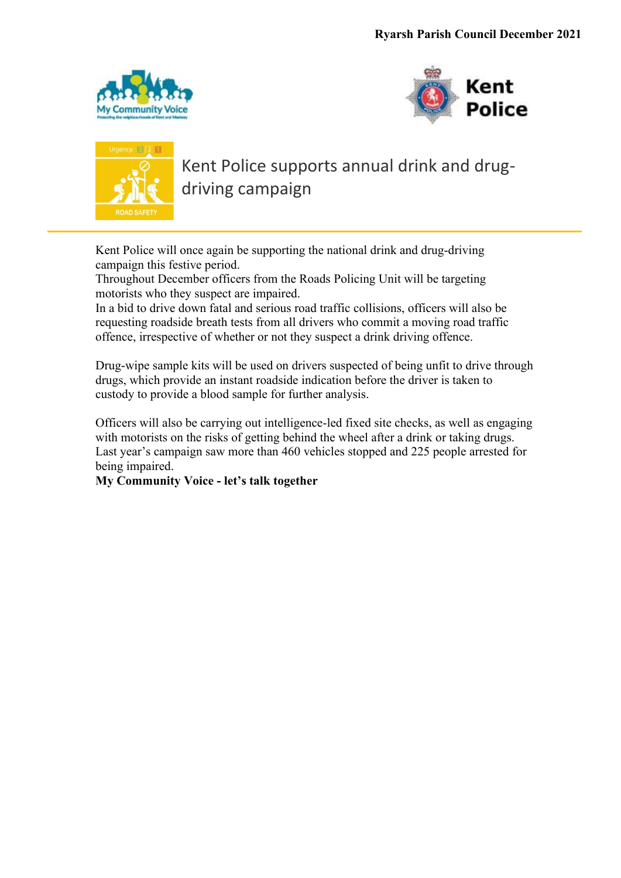# Kent Police supports annual drink and drug-driving campaign

Kent Police will once again be supporting the national drink and drug-driving campaign this festive period.
Throughout December officers from the Roads Policing Unit will be targeting motorists who they suspect are impaired.
In a bid to drive down fatal and serious road traffic collisions, officers will also be requesting roadside breath tests from all drivers who commit a moving road traffic offence, irrespective of whether or not they suspect a drink driving offence.

Drug-wipe sample kits will be used on drivers suspected of being unfit to drive through drugs, which provide an instant roadside indication before the driver is taken to custody to provide a blood sample for further analysis.

Officers will also be carrying out intelligence-led fixed site checks, as well as engaging with motorists on the risks of getting behind the wheel after a drink or taking drugs.
Last year's campaign saw more than 460 vehicles stopped and 225 people arrested for being impaired.

**My Community Voice - let's talk together**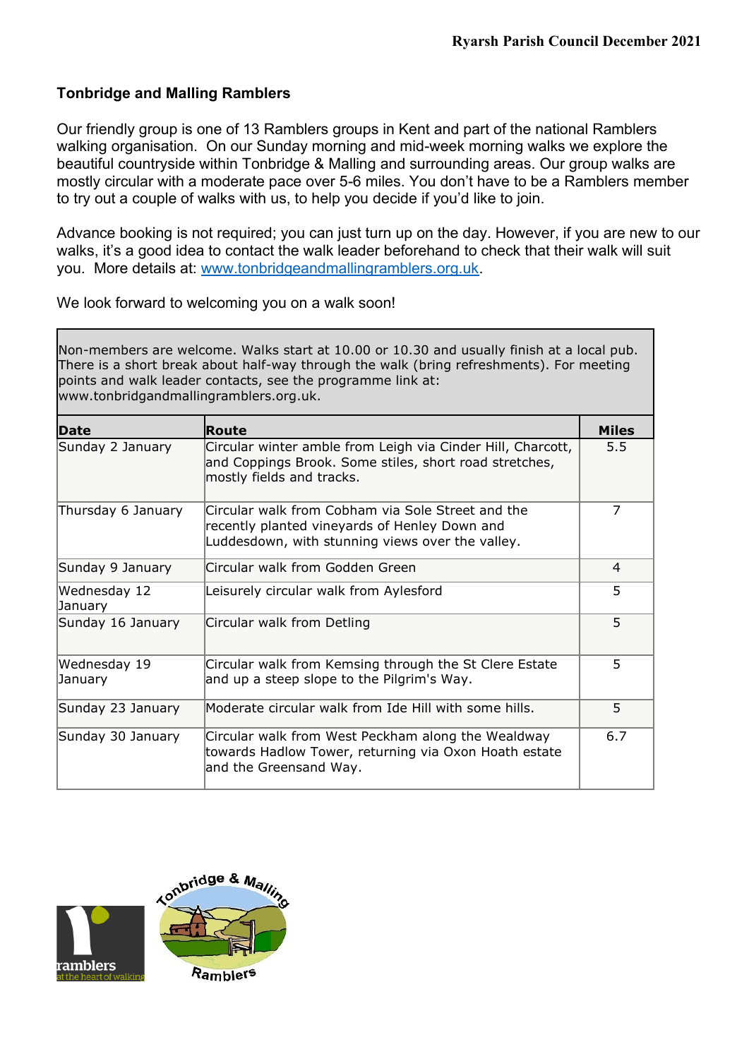## Tonbridge and Malling Ramblers

Our friendly group is one of 13 Ramblers groups in Kent and part of the national Ramblers walking organisation. On our Sunday morning and mid-week morning walks we explore the beautiful countryside within Tonbridge & Malling and surrounding areas. Our group walks are mostly circular with a moderate pace over 5-6 miles. You don't have to be a Ramblers member to try out a couple of walks with us, to help you decide if you'd like to join.

Advance booking is not required; you can just turn up on the day. However, if you are new to our walks, it's a good idea to contact the walk leader beforehand to check that their walk will suit you. More details at: [www.tonbridgeandmallingramblers.org.uk](http://www.tonbridgeandmallingramblers.org.uk).

We look forward to welcoming you on a walk soon!

Non-members are welcome. Walks start at 10.00 or 10.30 and usually finish at a local pub. There is a short break about half-way through the walk (bring refreshments). For meeting points and walk leader contacts, see the programme link at: www.tonbridgandmallingramblers.org.uk.

| Date | Route | Miles |
|---|---|---|
| Sunday 2 January | Circular winter amble from Leigh via Cinder Hill, Charcott, and Coppings Brook. Some stiles, short road stretches, mostly fields and tracks. | 5.5 |
| Thursday 6 January | Circular walk from Cobham via Sole Street and the recently planted vineyards of Henley Down and Luddesdown, with stunning views over the valley. | 7 |
| Sunday 9 January | Circular walk from Godden Green | 4 |
| Wednesday 12 January | Leisurely circular walk from Aylesford | 5 |
| Sunday 16 January | Circular walk from Detling | 5 |
| Wednesday 19 January | Circular walk from Kemsing through the St Clere Estate and up a steep slope to the Pilgrim's Way. | 5 |
| Sunday 23 January | Moderate circular walk from Ide Hill with some hills. | 5 |
| Sunday 30 January | Circular walk from West Peckham along the Wealdway towards Hadlow Tower, returning via Oxon Hoath estate and the Greensand Way. | 6.7 |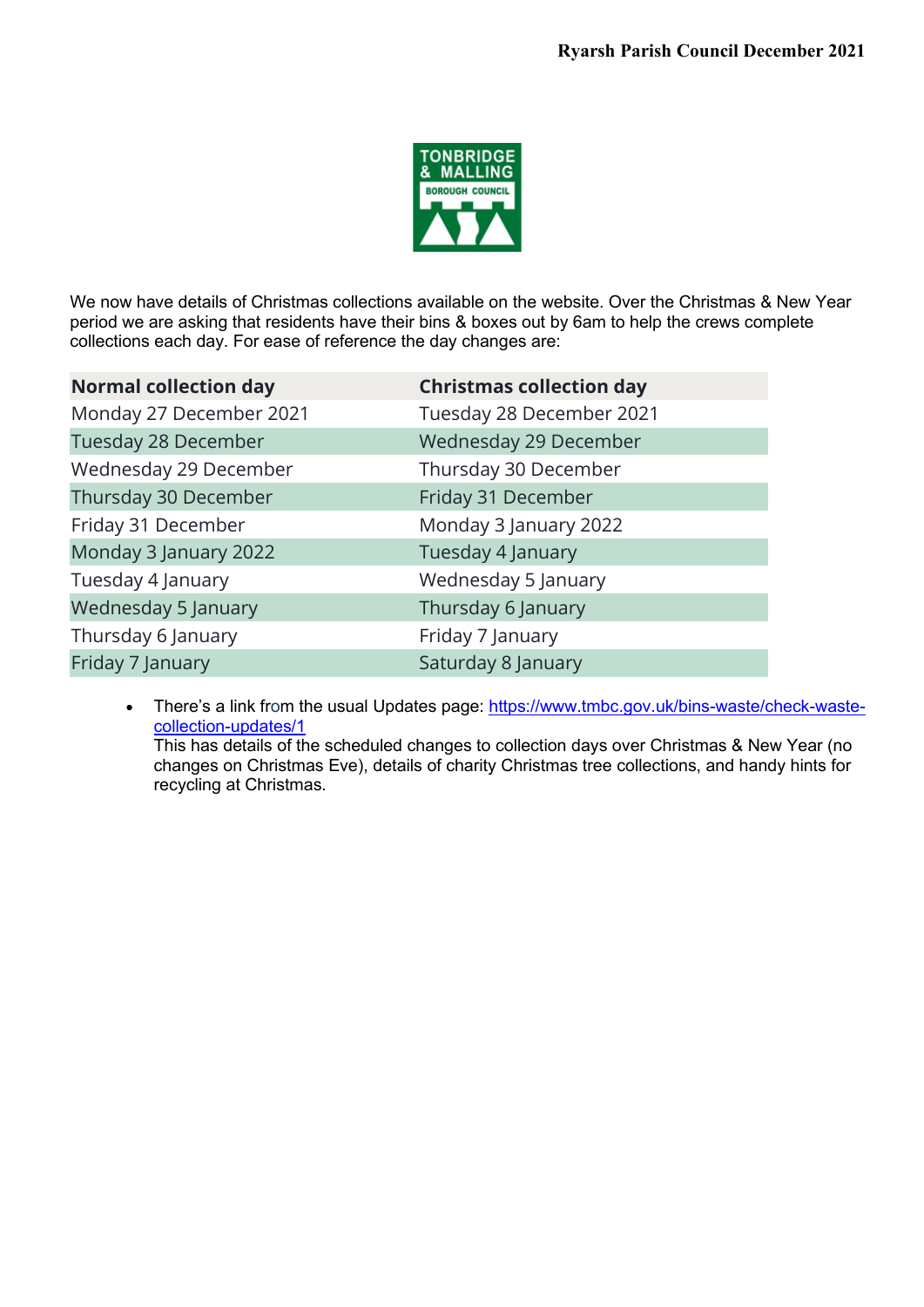We now have details of Christmas collections available on the website. Over the Christmas & New Year period we are asking that residents have their bins & boxes out by 6am to help the crews complete collections each day. For ease of reference the day changes are:

| Normal collection day | Christmas collection day |
|---|---|
| Monday 27 December 2021 | Tuesday 28 December 2021 |
| Tuesday 28 December | Wednesday 29 December |
| Wednesday 29 December | Thursday 30 December |
| Thursday 30 December | Friday 31 December |
| Friday 31 December | Monday 3 January 2022 |
| Monday 3 January 2022 | Tuesday 4 January |
| Tuesday 4 January | Wednesday 5 January |
| Wednesday 5 January | Thursday 6 January |
| Thursday 6 January | Friday 7 January |
| Friday 7 January | Saturday 8 January |

- There's a link from the usual Updates page: https://www.tmbc.gov.uk/bins-waste/check-waste-collection-updates/1
  This has details of the scheduled changes to collection days over Christmas & New Year (no changes on Christmas Eve), details of charity Christmas tree collections, and handy hints for recycling at Christmas.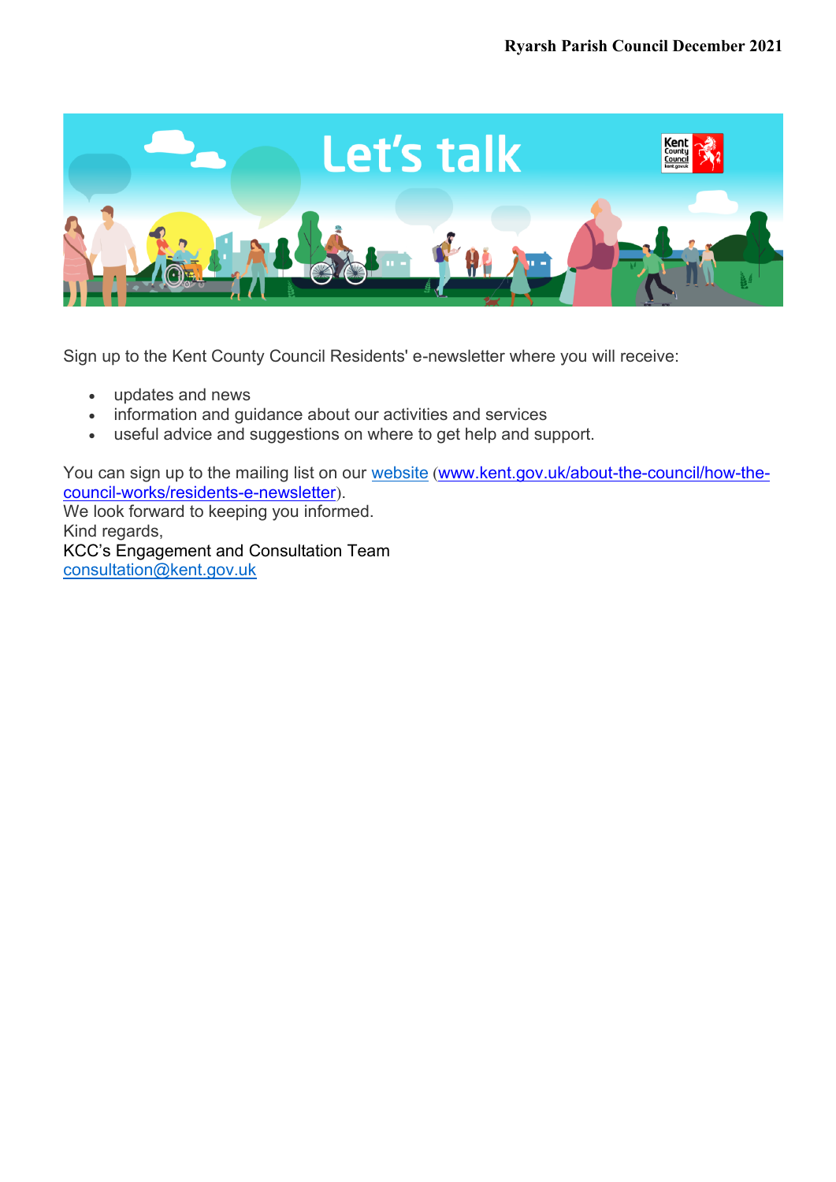Sign up to the Kent County Council Residents' e-newsletter where you will receive:

- updates and news
- information and guidance about our activities and services
- useful advice and suggestions on where to get help and support.

You can sign up to the mailing list on our website (www.kent.gov.uk/about-the-council/how-the-council-works/residents-e-newsletter).
We look forward to keeping you informed.
Kind regards,
KCC's Engagement and Consultation Team
consultation@kent.gov.uk